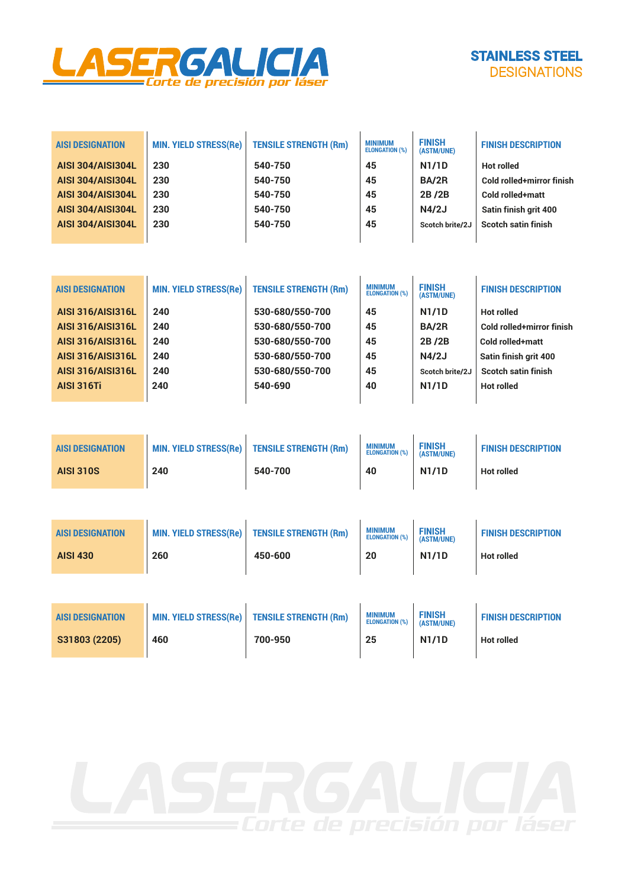LASERGALICIA
*Corte de precisión por láser*

# STAINLESS STEEL DESIGNATIONS

| AISI DESIGNATION | MIN. YIELD STRESS(Re) | TENSILE STRENGTH (Rm) | MINIMUM ELONGATION (%) | FINISH (ASTM/UNE) | FINISH DESCRIPTION |
|---|---|---|---|---|---|
| AISI 304/AISI304L | 230 | 540-750 | 45 | N1/1D | Hot rolled |
| AISI 304/AISI304L | 230 | 540-750 | 45 | BA/2R | Cold rolled+mirror finish |
| AISI 304/AISI304L | 230 | 540-750 | 45 | 2B /2B | Cold rolled+matt |
| AISI 304/AISI304L | 230 | 540-750 | 45 | N4/2J | Satin finish grit 400 |
| AISI 304/AISI304L | 230 | 540-750 | 45 | Scotch brite/2J | Scotch satin finish |

| AISI DESIGNATION | MIN. YIELD STRESS(Re) | TENSILE STRENGTH (Rm) | MINIMUM ELONGATION (%) | FINISH (ASTM/UNE) | FINISH DESCRIPTION |
|---|---|---|---|---|---|
| AISI 316/AISI316L | 240 | 530-680/550-700 | 45 | N1/1D | Hot rolled |
| AISI 316/AISI316L | 240 | 530-680/550-700 | 45 | BA/2R | Cold rolled+mirror finish |
| AISI 316/AISI316L | 240 | 530-680/550-700 | 45 | 2B /2B | Cold rolled+matt |
| AISI 316/AISI316L | 240 | 530-680/550-700 | 45 | N4/2J | Satin finish grit 400 |
| AISI 316/AISI316L | 240 | 530-680/550-700 | 45 | Scotch brite/2J | Scotch satin finish |
| AISI 316Ti | 240 | 540-690 | 40 | N1/1D | Hot rolled |

| AISI DESIGNATION | MIN. YIELD STRESS(Re) | TENSILE STRENGTH (Rm) | MINIMUM ELONGATION (%) | FINISH (ASTM/UNE) | FINISH DESCRIPTION |
|---|---|---|---|---|---|
| AISI 310S | 240 | 540-700 | 40 | N1/1D | Hot rolled |

| AISI DESIGNATION | MIN. YIELD STRESS(Re) | TENSILE STRENGTH (Rm) | MINIMUM ELONGATION (%) | FINISH (ASTM/UNE) | FINISH DESCRIPTION |
|---|---|---|---|---|---|
| AISI 430 | 260 | 450-600 | 20 | N1/1D | Hot rolled |

| AISI DESIGNATION | MIN. YIELD STRESS(Re) | TENSILE STRENGTH (Rm) | MINIMUM ELONGATION (%) | FINISH (ASTM/UNE) | FINISH DESCRIPTION |
|---|---|---|---|---|---|
| S31803 (2205) | 460 | 700-950 | 25 | N1/1D | Hot rolled |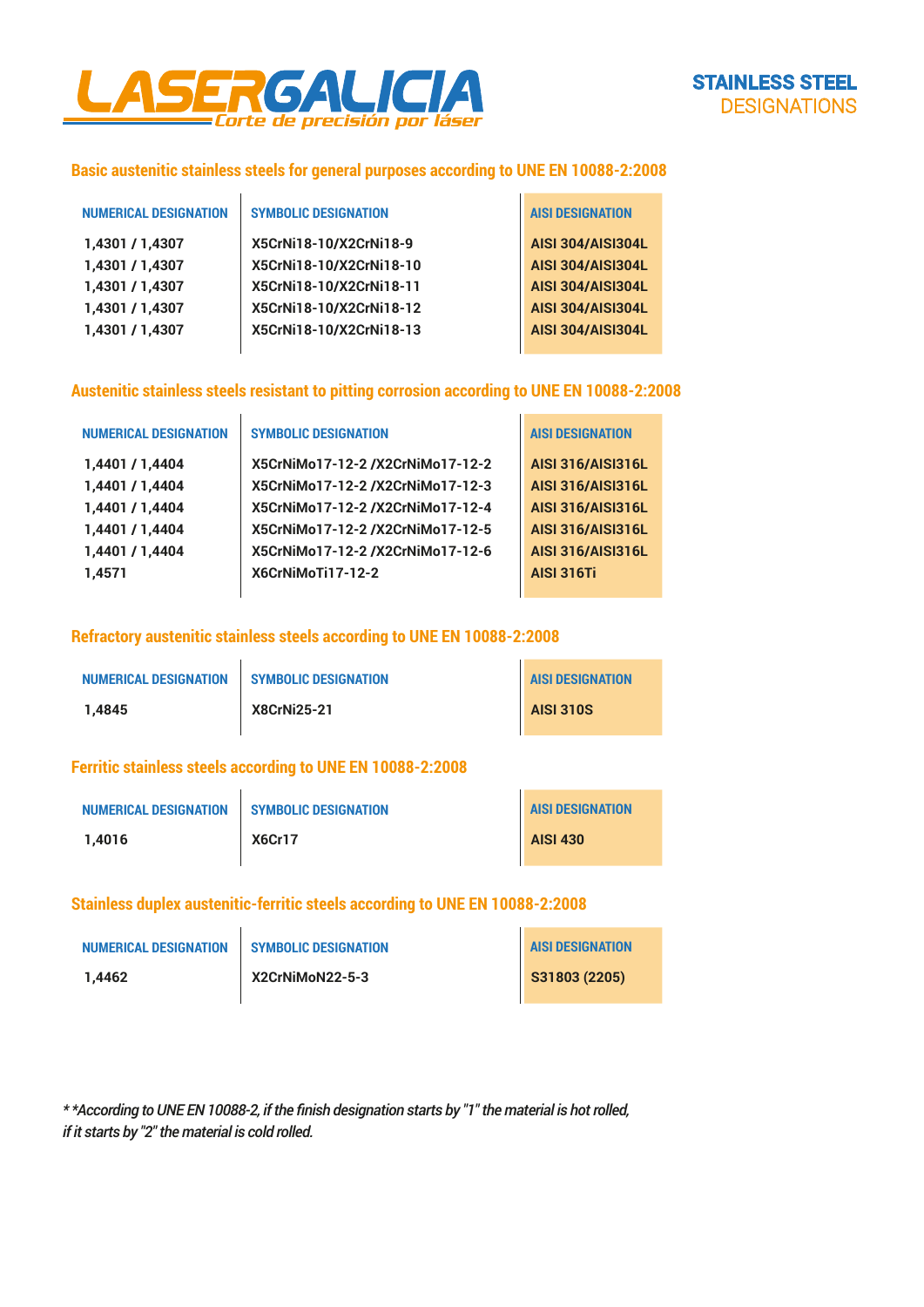# STAINLESS STEEL DESIGNATIONS

## Basic austenitic stainless steels for general purposes according to UNE EN 10088-2:2008

| NUMERICAL DESIGNATION | SYMBOLIC DESIGNATION | AISI DESIGNATION |
|---|---|---|
| 1,4301 / 1,4307 | X5CrNi18-10/X2CrNi18-9 | AISI 304/AISI304L |
| 1,4301 / 1,4307 | X5CrNi18-10/X2CrNi18-10 | AISI 304/AISI304L |
| 1,4301 / 1,4307 | X5CrNi18-10/X2CrNi18-11 | AISI 304/AISI304L |
| 1,4301 / 1,4307 | X5CrNi18-10/X2CrNi18-12 | AISI 304/AISI304L |
| 1,4301 / 1,4307 | X5CrNi18-10/X2CrNi18-13 | AISI 304/AISI304L |

## Austenitic stainless steels resistant to pitting corrosion according to UNE EN 10088-2:2008

| NUMERICAL DESIGNATION | SYMBOLIC DESIGNATION | AISI DESIGNATION |
|---|---|---|
| 1,4401 / 1,4404 | X5CrNiMo17-12-2 /X2CrNiMo17-12-2 | AISI 316/AISI316L |
| 1,4401 / 1,4404 | X5CrNiMo17-12-2 /X2CrNiMo17-12-3 | AISI 316/AISI316L |
| 1,4401 / 1,4404 | X5CrNiMo17-12-2 /X2CrNiMo17-12-4 | AISI 316/AISI316L |
| 1,4401 / 1,4404 | X5CrNiMo17-12-2 /X2CrNiMo17-12-5 | AISI 316/AISI316L |
| 1,4401 / 1,4404 | X5CrNiMo17-12-2 /X2CrNiMo17-12-6 | AISI 316/AISI316L |
| 1,4571 | X6CrNiMoTi17-12-2 | AISI 316Ti |

## Refractory austenitic stainless steels according to UNE EN 10088-2:2008

| NUMERICAL DESIGNATION | SYMBOLIC DESIGNATION | AISI DESIGNATION |
|---|---|---|
| 1,4845 | X8CrNi25-21 | AISI 310S |

## Ferritic stainless steels according to UNE EN 10088-2:2008

| NUMERICAL DESIGNATION | SYMBOLIC DESIGNATION | AISI DESIGNATION |
|---|---|---|
| 1,4016 | X6Cr17 | AISI 430 |

## Stainless duplex austenitic-ferritic steels according to UNE EN 10088-2:2008

| NUMERICAL DESIGNATION | SYMBOLIC DESIGNATION | AISI DESIGNATION |
|---|---|---|
| 1,4462 | X2CrNiMoN22-5-3 | S31803 (2205) |

*\* \*According to UNE EN 10088-2, if the finish designation starts by "1" the material is hot rolled, if it starts by "2" the material is cold rolled.*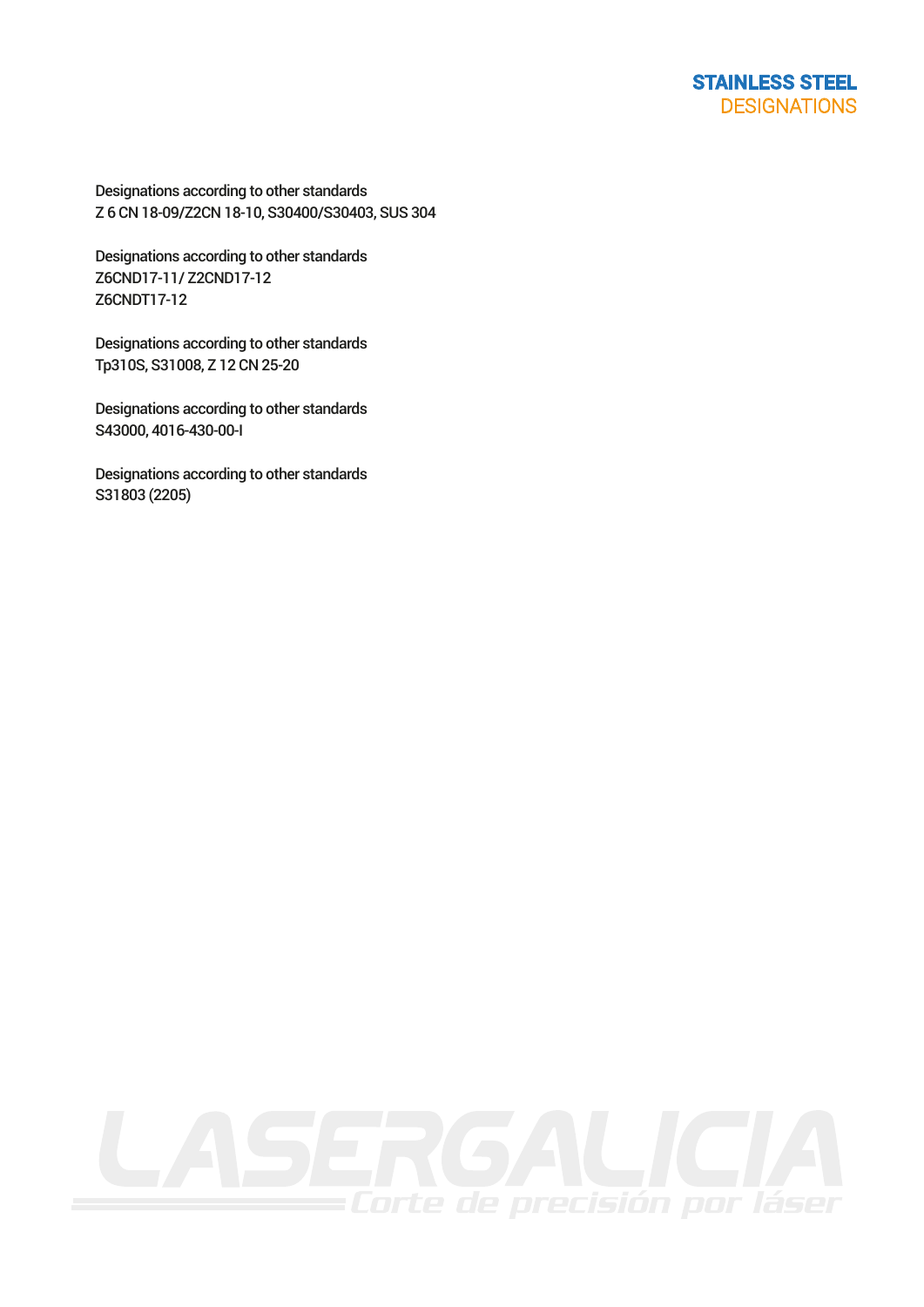Designations according to other standards
Z 6 CN 18-09/Z2CN 18-10, S30400/S30403, SUS 304

Designations according to other standards
Z6CND17-11/ Z2CND17-12
Z6CNDT17-12

Designations according to other standards
Tp310S, S31008, Z 12 CN 25-20

Designations according to other standards
S43000, 4016-430-00-I

Designations according to other standards
S31803 (2205)